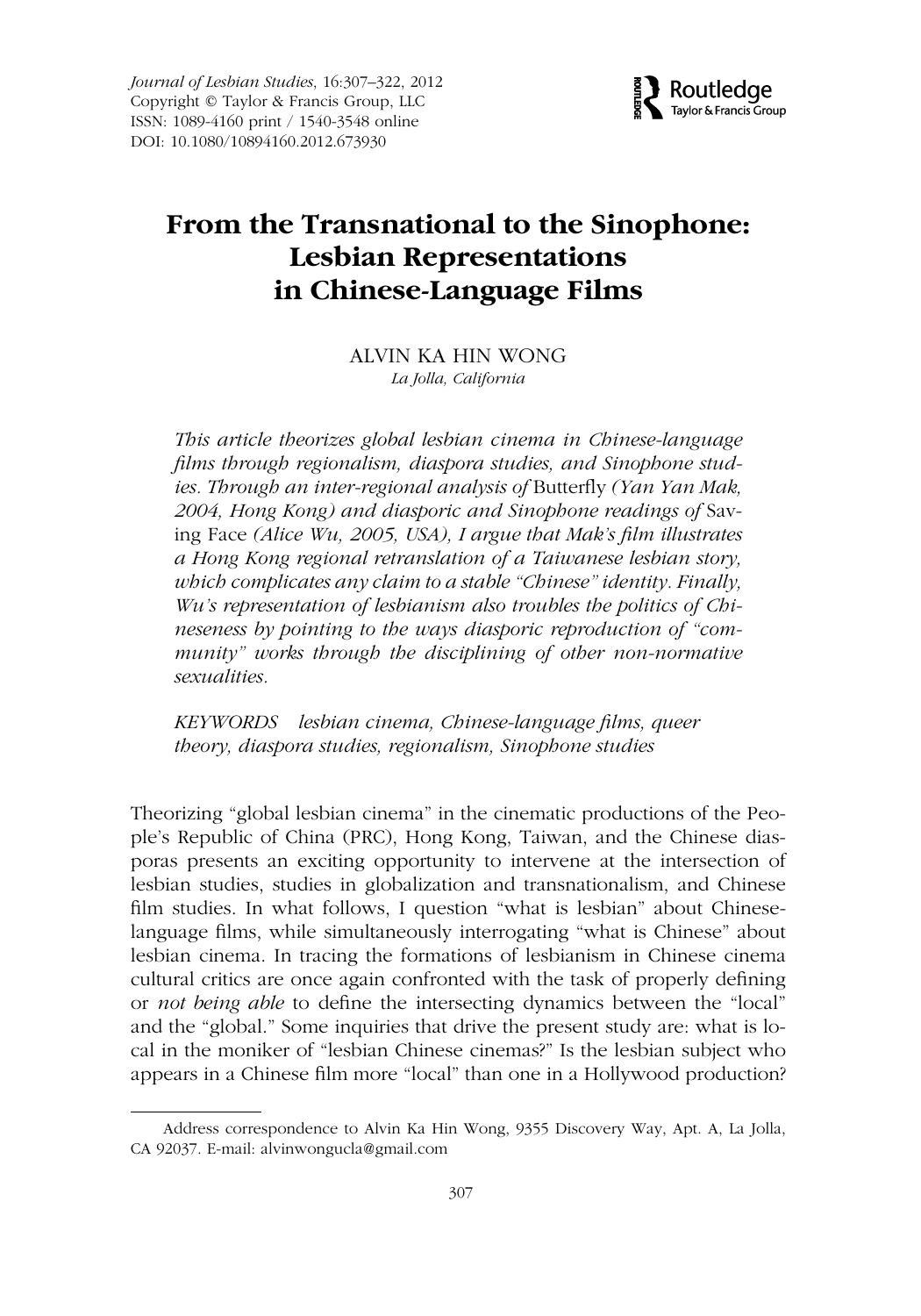Journal of Lesbian Studies, 16:307–322, 2012
Copyright © Taylor & Francis Group, LLC
ISSN: 1089-4160 print / 1540-3548 online
DOI: 10.1080/10894160.2012.673930

# From the Transnational to the Sinophone: Lesbian Representations in Chinese-Language Films

ALVIN KA HIN WONG
*La Jolla, California*

*This article theorizes global lesbian cinema in Chinese-language films through regionalism, diaspora studies, and Sinophone studies. Through an inter-regional analysis of* Butterfly *(Yan Yan Mak, 2004, Hong Kong) and diasporic and Sinophone readings of* Saving Face *(Alice Wu, 2005, USA), I argue that Mak's film illustrates a Hong Kong regional retranslation of a Taiwanese lesbian story, which complicates any claim to a stable "Chinese" identity. Finally, Wu's representation of lesbianism also troubles the politics of Chineseness by pointing to the ways diasporic reproduction of "community" works through the disciplining of other non-normative sexualities.*

*KEYWORDS lesbian cinema, Chinese-language films, queer theory, diaspora studies, regionalism, Sinophone studies*

Theorizing "global lesbian cinema" in the cinematic productions of the People's Republic of China (PRC), Hong Kong, Taiwan, and the Chinese diasporas presents an exciting opportunity to intervene at the intersection of lesbian studies, studies in globalization and transnationalism, and Chinese film studies. In what follows, I question "what is lesbian" about Chinese-language films, while simultaneously interrogating "what is Chinese" about lesbian cinema. In tracing the formations of lesbianism in Chinese cinema cultural critics are once again confronted with the task of properly defining or *not being able* to define the intersecting dynamics between the "local" and the "global." Some inquiries that drive the present study are: what is local in the moniker of "lesbian Chinese cinemas?" Is the lesbian subject who appears in a Chinese film more "local" than one in a Hollywood production?

Address correspondence to Alvin Ka Hin Wong, 9355 Discovery Way, Apt. A, La Jolla, CA 92037. E-mail: alvinwongucla@gmail.com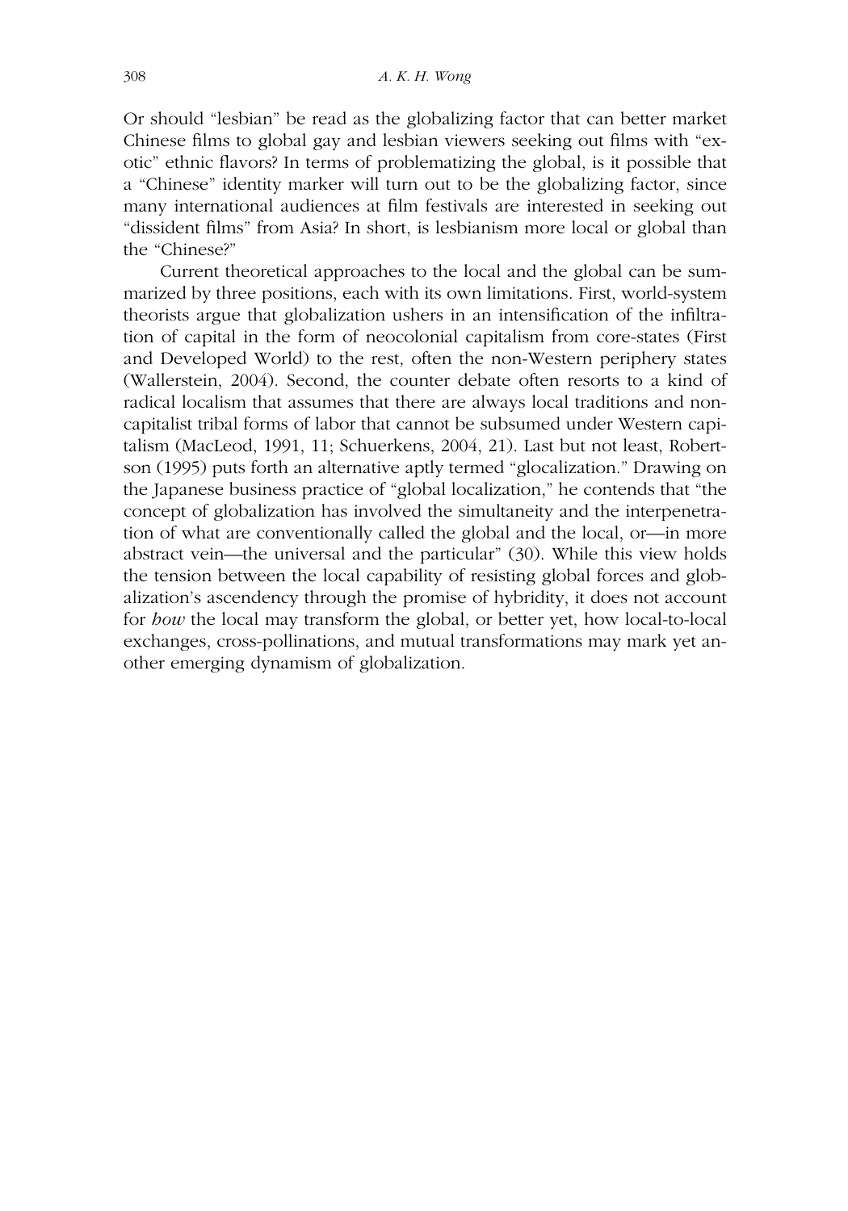Or should "lesbian" be read as the globalizing factor that can better market Chinese films to global gay and lesbian viewers seeking out films with "exotic" ethnic flavors? In terms of problematizing the global, is it possible that a "Chinese" identity marker will turn out to be the globalizing factor, since many international audiences at film festivals are interested in seeking out "dissident films" from Asia? In short, is lesbianism more local or global than the "Chinese?"

Current theoretical approaches to the local and the global can be summarized by three positions, each with its own limitations. First, world-system theorists argue that globalization ushers in an intensification of the infiltration of capital in the form of neocolonial capitalism from core-states (First and Developed World) to the rest, often the non-Western periphery states (Wallerstein, 2004). Second, the counter debate often resorts to a kind of radical localism that assumes that there are always local traditions and noncapitalist tribal forms of labor that cannot be subsumed under Western capitalism (MacLeod, 1991, 11; Schuerkens, 2004, 21). Last but not least, Robertson (1995) puts forth an alternative aptly termed "glocalization." Drawing on the Japanese business practice of "global localization," he contends that "the concept of globalization has involved the simultaneity and the interpenetration of what are conventionally called the global and the local, or—in more abstract vein—the universal and the particular" (30). While this view holds the tension between the local capability of resisting global forces and globalization's ascendency through the promise of hybridity, it does not account for *how* the local may transform the global, or better yet, how local-to-local exchanges, cross-pollinations, and mutual transformations may mark yet another emerging dynamism of globalization.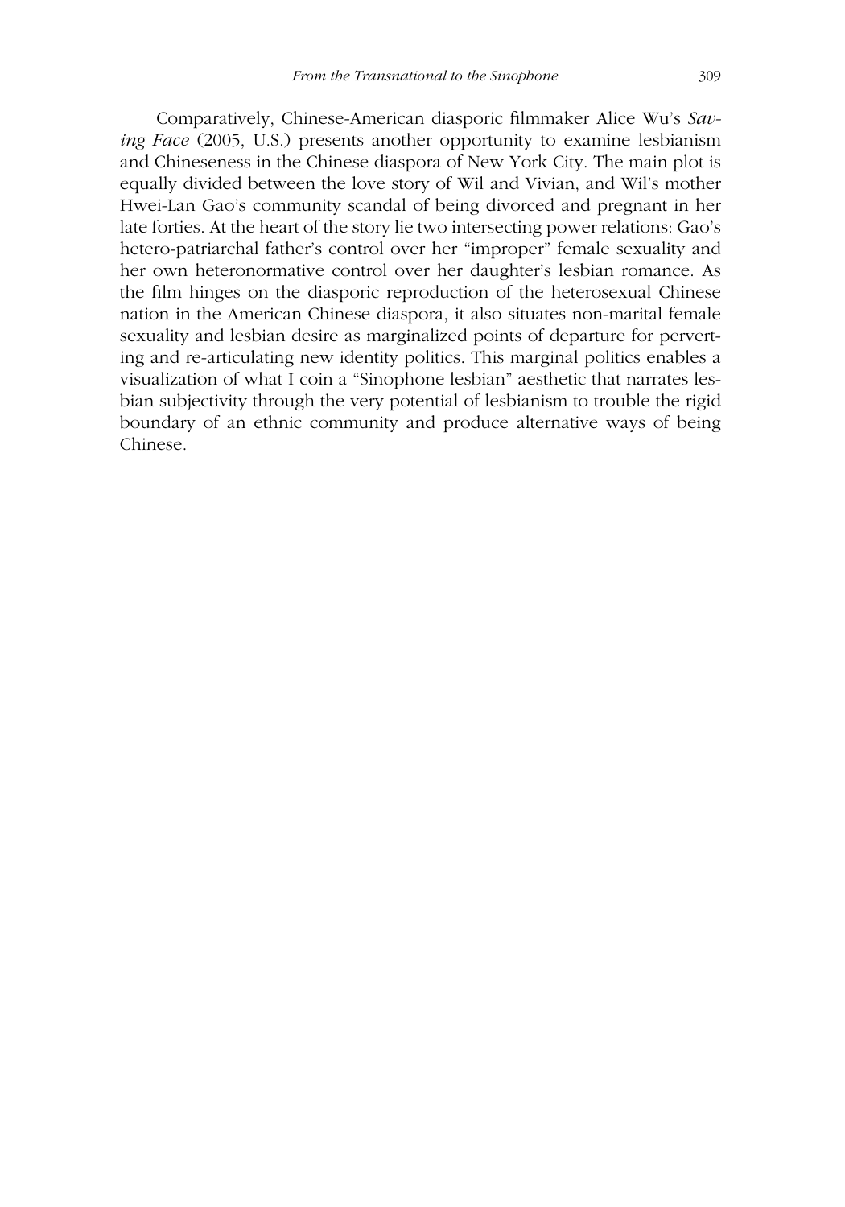Comparatively, Chinese-American diasporic filmmaker Alice Wu's *Saving Face* (2005, U.S.) presents another opportunity to examine lesbianism and Chineseness in the Chinese diaspora of New York City. The main plot is equally divided between the love story of Wil and Vivian, and Wil's mother Hwei-Lan Gao's community scandal of being divorced and pregnant in her late forties. At the heart of the story lie two intersecting power relations: Gao's hetero-patriarchal father's control over her "improper" female sexuality and her own heteronormative control over her daughter's lesbian romance. As the film hinges on the diasporic reproduction of the heterosexual Chinese nation in the American Chinese diaspora, it also situates non-marital female sexuality and lesbian desire as marginalized points of departure for perverting and re-articulating new identity politics. This marginal politics enables a visualization of what I coin a "Sinophone lesbian" aesthetic that narrates lesbian subjectivity through the very potential of lesbianism to trouble the rigid boundary of an ethnic community and produce alternative ways of being Chinese.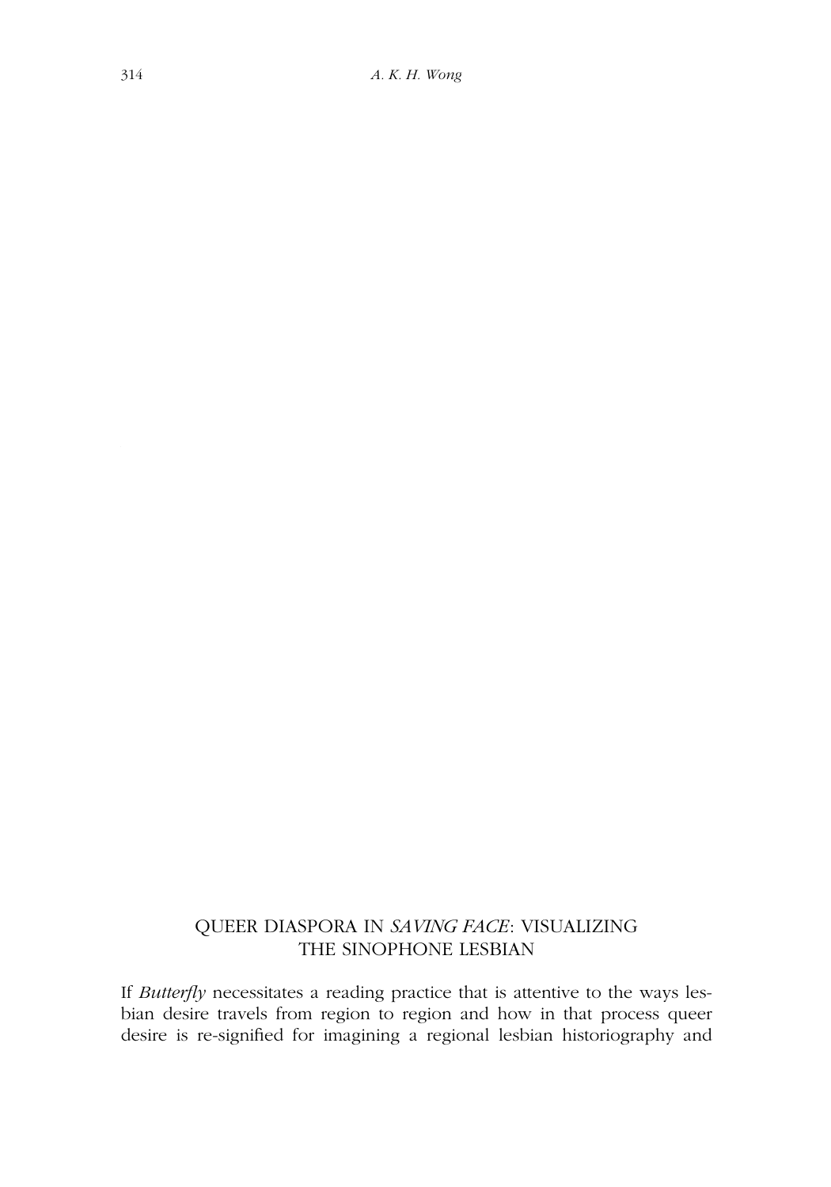## QUEER DIASPORA IN *SAVING FACE*: VISUALIZING THE SINOPHONE LESBIAN

If *Butterfly* necessitates a reading practice that is attentive to the ways lesbian desire travels from region to region and how in that process queer desire is re-signified for imagining a regional lesbian historiography and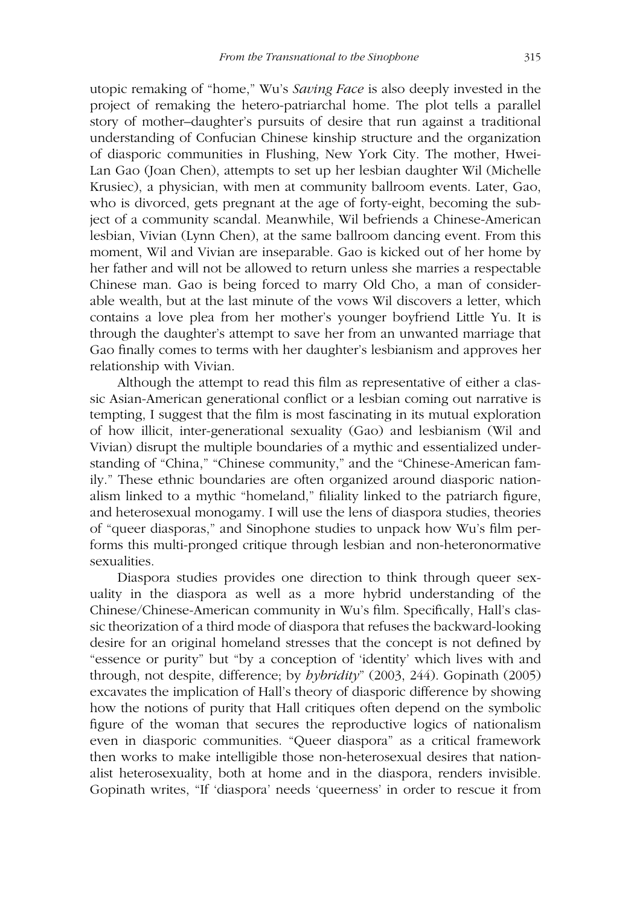utopic remaking of "home," Wu's *Saving Face* is also deeply invested in the project of remaking the hetero-patriarchal home. The plot tells a parallel story of mother–daughter's pursuits of desire that run against a traditional understanding of Confucian Chinese kinship structure and the organization of diasporic communities in Flushing, New York City. The mother, Hwei-Lan Gao (Joan Chen), attempts to set up her lesbian daughter Wil (Michelle Krusiec), a physician, with men at community ballroom events. Later, Gao, who is divorced, gets pregnant at the age of forty-eight, becoming the subject of a community scandal. Meanwhile, Wil befriends a Chinese-American lesbian, Vivian (Lynn Chen), at the same ballroom dancing event. From this moment, Wil and Vivian are inseparable. Gao is kicked out of her home by her father and will not be allowed to return unless she marries a respectable Chinese man. Gao is being forced to marry Old Cho, a man of considerable wealth, but at the last minute of the vows Wil discovers a letter, which contains a love plea from her mother's younger boyfriend Little Yu. It is through the daughter's attempt to save her from an unwanted marriage that Gao finally comes to terms with her daughter's lesbianism and approves her relationship with Vivian.

Although the attempt to read this film as representative of either a classic Asian-American generational conflict or a lesbian coming out narrative is tempting, I suggest that the film is most fascinating in its mutual exploration of how illicit, inter-generational sexuality (Gao) and lesbianism (Wil and Vivian) disrupt the multiple boundaries of a mythic and essentialized understanding of "China," "Chinese community," and the "Chinese-American family." These ethnic boundaries are often organized around diasporic nationalism linked to a mythic "homeland," filiality linked to the patriarch figure, and heterosexual monogamy. I will use the lens of diaspora studies, theories of "queer diasporas," and Sinophone studies to unpack how Wu's film performs this multi-pronged critique through lesbian and non-heteronormative sexualities.

Diaspora studies provides one direction to think through queer sexuality in the diaspora as well as a more hybrid understanding of the Chinese/Chinese-American community in Wu's film. Specifically, Hall's classic theorization of a third mode of diaspora that refuses the backward-looking desire for an original homeland stresses that the concept is not defined by "essence or purity" but "by a conception of 'identity' which lives with and through, not despite, difference; by *hybridity*" (2003, 244). Gopinath (2005) excavates the implication of Hall's theory of diasporic difference by showing how the notions of purity that Hall critiques often depend on the symbolic figure of the woman that secures the reproductive logics of nationalism even in diasporic communities. "Queer diaspora" as a critical framework then works to make intelligible those non-heterosexual desires that nationalist heterosexuality, both at home and in the diaspora, renders invisible. Gopinath writes, "If 'diaspora' needs 'queerness' in order to rescue it from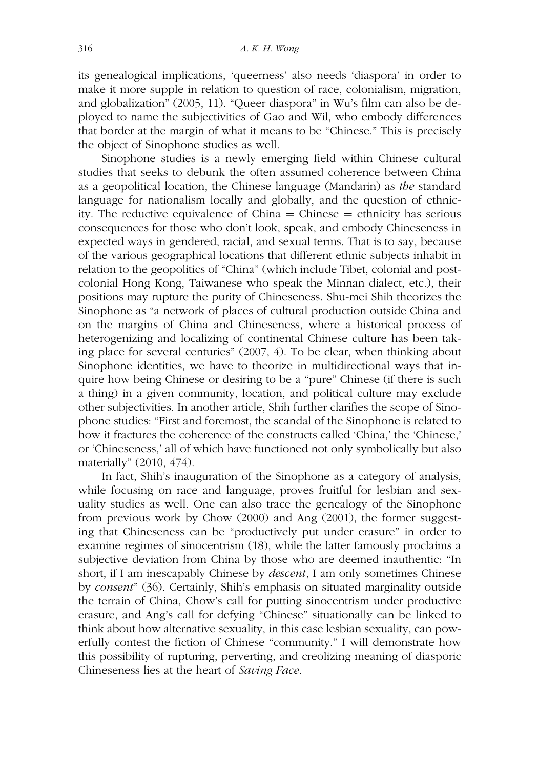its genealogical implications, 'queerness' also needs 'diaspora' in order to make it more supple in relation to question of race, colonialism, migration, and globalization" (2005, 11). "Queer diaspora" in Wu's film can also be deployed to name the subjectivities of Gao and Wil, who embody differences that border at the margin of what it means to be "Chinese." This is precisely the object of Sinophone studies as well.

Sinophone studies is a newly emerging field within Chinese cultural studies that seeks to debunk the often assumed coherence between China as a geopolitical location, the Chinese language (Mandarin) as *the* standard language for nationalism locally and globally, and the question of ethnicity. The reductive equivalence of China = Chinese = ethnicity has serious consequences for those who don't look, speak, and embody Chineseness in expected ways in gendered, racial, and sexual terms. That is to say, because of the various geographical locations that different ethnic subjects inhabit in relation to the geopolitics of "China" (which include Tibet, colonial and postcolonial Hong Kong, Taiwanese who speak the Minnan dialect, etc.), their positions may rupture the purity of Chineseness. Shu-mei Shih theorizes the Sinophone as "a network of places of cultural production outside China and on the margins of China and Chineseness, where a historical process of heterogenizing and localizing of continental Chinese culture has been taking place for several centuries" (2007, 4). To be clear, when thinking about Sinophone identities, we have to theorize in multidirectional ways that inquire how being Chinese or desiring to be a "pure" Chinese (if there is such a thing) in a given community, location, and political culture may exclude other subjectivities. In another article, Shih further clarifies the scope of Sinophone studies: "First and foremost, the scandal of the Sinophone is related to how it fractures the coherence of the constructs called 'China,' the 'Chinese,' or 'Chineseness,' all of which have functioned not only symbolically but also materially" (2010, 474).

In fact, Shih's inauguration of the Sinophone as a category of analysis, while focusing on race and language, proves fruitful for lesbian and sexuality studies as well. One can also trace the genealogy of the Sinophone from previous work by Chow (2000) and Ang (2001), the former suggesting that Chineseness can be "productively put under erasure" in order to examine regimes of sinocentrism (18), while the latter famously proclaims a subjective deviation from China by those who are deemed inauthentic: "In short, if I am inescapably Chinese by *descent*, I am only sometimes Chinese by *consent*" (36). Certainly, Shih's emphasis on situated marginality outside the terrain of China, Chow's call for putting sinocentrism under productive erasure, and Ang's call for defying "Chinese" situationally can be linked to think about how alternative sexuality, in this case lesbian sexuality, can powerfully contest the fiction of Chinese "community." I will demonstrate how this possibility of rupturing, perverting, and creolizing meaning of diasporic Chineseness lies at the heart of *Saving Face*.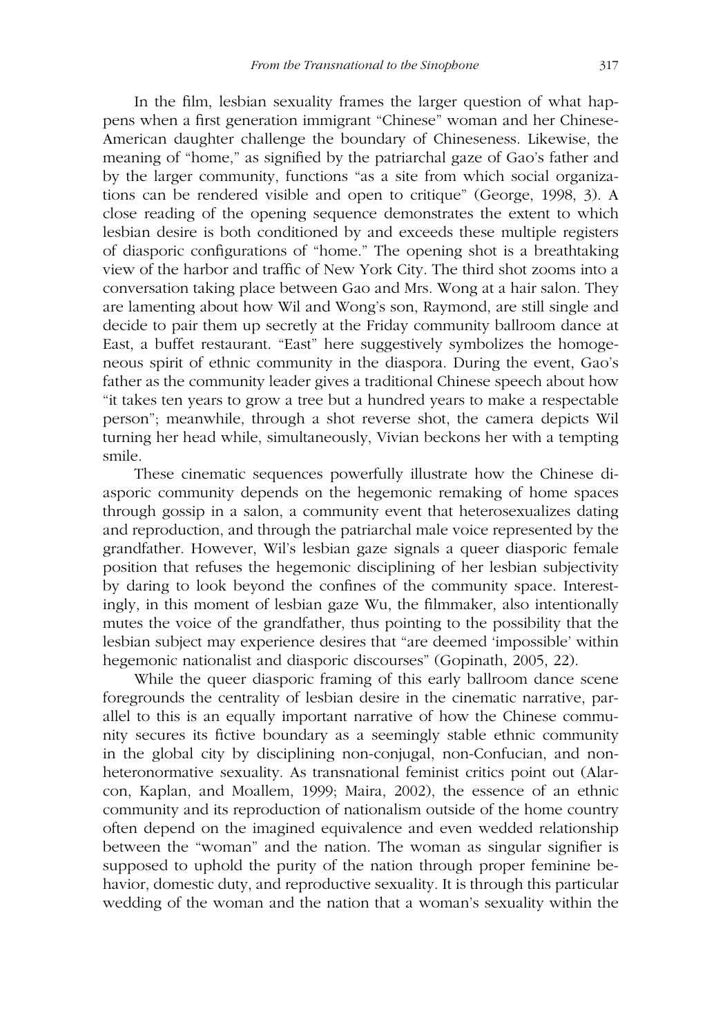In the film, lesbian sexuality frames the larger question of what happens when a first generation immigrant "Chinese" woman and her Chinese-American daughter challenge the boundary of Chineseness. Likewise, the meaning of "home," as signified by the patriarchal gaze of Gao's father and by the larger community, functions "as a site from which social organizations can be rendered visible and open to critique" (George, 1998, 3). A close reading of the opening sequence demonstrates the extent to which lesbian desire is both conditioned by and exceeds these multiple registers of diasporic configurations of "home." The opening shot is a breathtaking view of the harbor and traffic of New York City. The third shot zooms into a conversation taking place between Gao and Mrs. Wong at a hair salon. They are lamenting about how Wil and Wong's son, Raymond, are still single and decide to pair them up secretly at the Friday community ballroom dance at East, a buffet restaurant. "East" here suggestively symbolizes the homogeneous spirit of ethnic community in the diaspora. During the event, Gao's father as the community leader gives a traditional Chinese speech about how "it takes ten years to grow a tree but a hundred years to make a respectable person"; meanwhile, through a shot reverse shot, the camera depicts Wil turning her head while, simultaneously, Vivian beckons her with a tempting smile.

These cinematic sequences powerfully illustrate how the Chinese diasporic community depends on the hegemonic remaking of home spaces through gossip in a salon, a community event that heterosexualizes dating and reproduction, and through the patriarchal male voice represented by the grandfather. However, Wil's lesbian gaze signals a queer diasporic female position that refuses the hegemonic disciplining of her lesbian subjectivity by daring to look beyond the confines of the community space. Interestingly, in this moment of lesbian gaze Wu, the filmmaker, also intentionally mutes the voice of the grandfather, thus pointing to the possibility that the lesbian subject may experience desires that "are deemed 'impossible' within hegemonic nationalist and diasporic discourses" (Gopinath, 2005, 22).

While the queer diasporic framing of this early ballroom dance scene foregrounds the centrality of lesbian desire in the cinematic narrative, parallel to this is an equally important narrative of how the Chinese community secures its fictive boundary as a seemingly stable ethnic community in the global city by disciplining non-conjugal, non-Confucian, and non-heteronormative sexuality. As transnational feminist critics point out (Alarcon, Kaplan, and Moallem, 1999; Maira, 2002), the essence of an ethnic community and its reproduction of nationalism outside of the home country often depend on the imagined equivalence and even wedded relationship between the "woman" and the nation. The woman as singular signifier is supposed to uphold the purity of the nation through proper feminine behavior, domestic duty, and reproductive sexuality. It is through this particular wedding of the woman and the nation that a woman's sexuality within the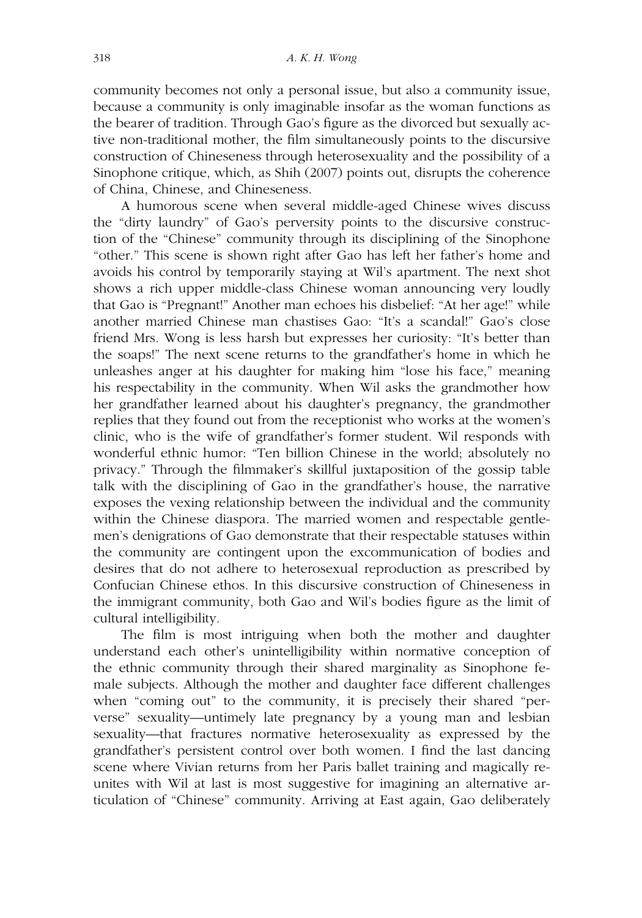community becomes not only a personal issue, but also a community issue, because a community is only imaginable insofar as the woman functions as the bearer of tradition. Through Gao's figure as the divorced but sexually active non-traditional mother, the film simultaneously points to the discursive construction of Chineseness through heterosexuality and the possibility of a Sinophone critique, which, as Shih (2007) points out, disrupts the coherence of China, Chinese, and Chineseness.

A humorous scene when several middle-aged Chinese wives discuss the "dirty laundry" of Gao's perversity points to the discursive construction of the "Chinese" community through its disciplining of the Sinophone "other." This scene is shown right after Gao has left her father's home and avoids his control by temporarily staying at Wil's apartment. The next shot shows a rich upper middle-class Chinese woman announcing very loudly that Gao is "Pregnant!" Another man echoes his disbelief: "At her age!" while another married Chinese man chastises Gao: "It's a scandal!" Gao's close friend Mrs. Wong is less harsh but expresses her curiosity: "It's better than the soaps!" The next scene returns to the grandfather's home in which he unleashes anger at his daughter for making him "lose his face," meaning his respectability in the community. When Wil asks the grandmother how her grandfather learned about his daughter's pregnancy, the grandmother replies that they found out from the receptionist who works at the women's clinic, who is the wife of grandfather's former student. Wil responds with wonderful ethnic humor: "Ten billion Chinese in the world; absolutely no privacy." Through the filmmaker's skillful juxtaposition of the gossip table talk with the disciplining of Gao in the grandfather's house, the narrative exposes the vexing relationship between the individual and the community within the Chinese diaspora. The married women and respectable gentlemen's denigrations of Gao demonstrate that their respectable statuses within the community are contingent upon the excommunication of bodies and desires that do not adhere to heterosexual reproduction as prescribed by Confucian Chinese ethos. In this discursive construction of Chineseness in the immigrant community, both Gao and Wil's bodies figure as the limit of cultural intelligibility.

The film is most intriguing when both the mother and daughter understand each other's unintelligibility within normative conception of the ethnic community through their shared marginality as Sinophone female subjects. Although the mother and daughter face different challenges when "coming out" to the community, it is precisely their shared "perverse" sexuality—untimely late pregnancy by a young man and lesbian sexuality—that fractures normative heterosexuality as expressed by the grandfather's persistent control over both women. I find the last dancing scene where Vivian returns from her Paris ballet training and magically reunites with Wil at last is most suggestive for imagining an alternative articulation of "Chinese" community. Arriving at East again, Gao deliberately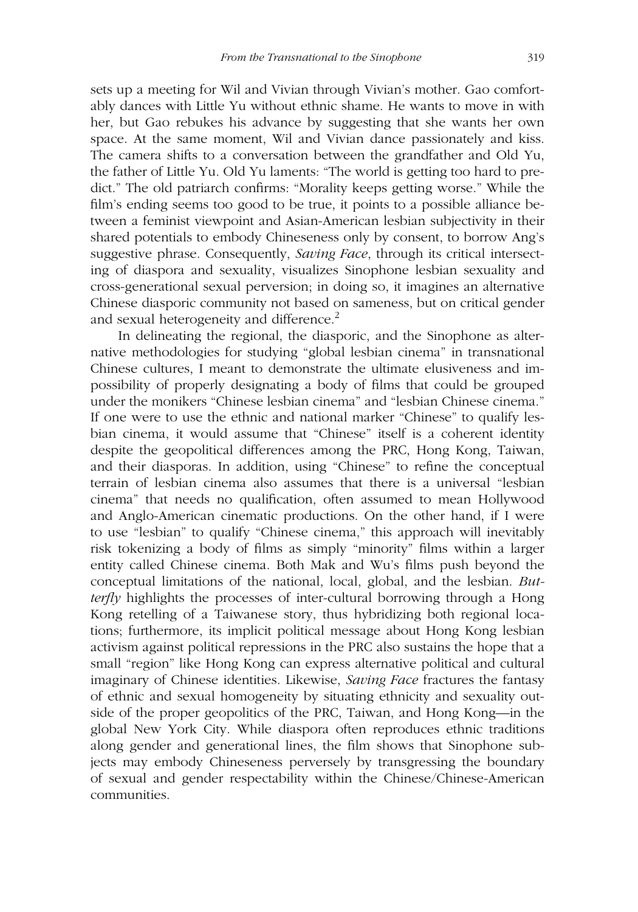sets up a meeting for Wil and Vivian through Vivian's mother. Gao comfortably dances with Little Yu without ethnic shame. He wants to move in with her, but Gao rebukes his advance by suggesting that she wants her own space. At the same moment, Wil and Vivian dance passionately and kiss. The camera shifts to a conversation between the grandfather and Old Yu, the father of Little Yu. Old Yu laments: "The world is getting too hard to predict." The old patriarch confirms: "Morality keeps getting worse." While the film's ending seems too good to be true, it points to a possible alliance between a feminist viewpoint and Asian-American lesbian subjectivity in their shared potentials to embody Chineseness only by consent, to borrow Ang's suggestive phrase. Consequently, *Saving Face*, through its critical intersecting of diaspora and sexuality, visualizes Sinophone lesbian sexuality and cross-generational sexual perversion; in doing so, it imagines an alternative Chinese diasporic community not based on sameness, but on critical gender and sexual heterogeneity and difference.[2]

In delineating the regional, the diasporic, and the Sinophone as alternative methodologies for studying "global lesbian cinema" in transnational Chinese cultures, I meant to demonstrate the ultimate elusiveness and impossibility of properly designating a body of films that could be grouped under the monikers "Chinese lesbian cinema" and "lesbian Chinese cinema." If one were to use the ethnic and national marker "Chinese" to qualify lesbian cinema, it would assume that "Chinese" itself is a coherent identity despite the geopolitical differences among the PRC, Hong Kong, Taiwan, and their diasporas. In addition, using "Chinese" to refine the conceptual terrain of lesbian cinema also assumes that there is a universal "lesbian cinema" that needs no qualification, often assumed to mean Hollywood and Anglo-American cinematic productions. On the other hand, if I were to use "lesbian" to qualify "Chinese cinema," this approach will inevitably risk tokenizing a body of films as simply "minority" films within a larger entity called Chinese cinema. Both Mak and Wu's films push beyond the conceptual limitations of the national, local, global, and the lesbian. *Butterfly* highlights the processes of inter-cultural borrowing through a Hong Kong retelling of a Taiwanese story, thus hybridizing both regional locations; furthermore, its implicit political message about Hong Kong lesbian activism against political repressions in the PRC also sustains the hope that a small "region" like Hong Kong can express alternative political and cultural imaginary of Chinese identities. Likewise, *Saving Face* fractures the fantasy of ethnic and sexual homogeneity by situating ethnicity and sexuality outside of the proper geopolitics of the PRC, Taiwan, and Hong Kong—in the global New York City. While diaspora often reproduces ethnic traditions along gender and generational lines, the film shows that Sinophone subjects may embody Chineseness perversely by transgressing the boundary of sexual and gender respectability within the Chinese/Chinese-American communities.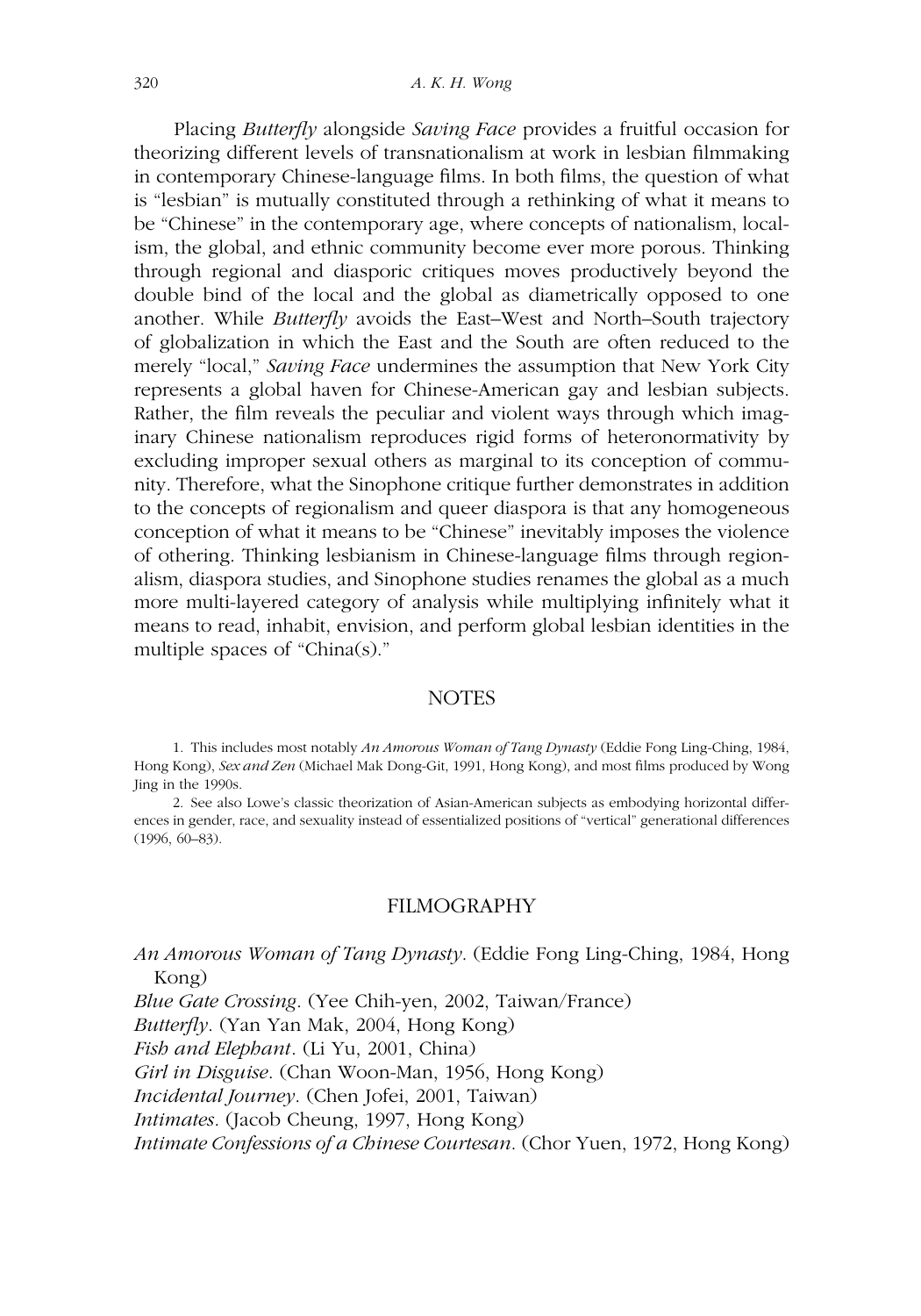Placing *Butterfly* alongside *Saving Face* provides a fruitful occasion for theorizing different levels of transnationalism at work in lesbian filmmaking in contemporary Chinese-language films. In both films, the question of what is "lesbian" is mutually constituted through a rethinking of what it means to be "Chinese" in the contemporary age, where concepts of nationalism, localism, the global, and ethnic community become ever more porous. Thinking through regional and diasporic critiques moves productively beyond the double bind of the local and the global as diametrically opposed to one another. While *Butterfly* avoids the East–West and North–South trajectory of globalization in which the East and the South are often reduced to the merely "local," *Saving Face* undermines the assumption that New York City represents a global haven for Chinese-American gay and lesbian subjects. Rather, the film reveals the peculiar and violent ways through which imaginary Chinese nationalism reproduces rigid forms of heteronormativity by excluding improper sexual others as marginal to its conception of community. Therefore, what the Sinophone critique further demonstrates in addition to the concepts of regionalism and queer diaspora is that any homogeneous conception of what it means to be "Chinese" inevitably imposes the violence of othering. Thinking lesbianism in Chinese-language films through regionalism, diaspora studies, and Sinophone studies renames the global as a much more multi-layered category of analysis while multiplying infinitely what it means to read, inhabit, envision, and perform global lesbian identities in the multiple spaces of "China(s)."

## NOTES

1. This includes most notably *An Amorous Woman of Tang Dynasty* (Eddie Fong Ling-Ching, 1984, Hong Kong), *Sex and Zen* (Michael Mak Dong-Git, 1991, Hong Kong), and most films produced by Wong Jing in the 1990s.

2. See also Lowe's classic theorization of Asian-American subjects as embodying horizontal differences in gender, race, and sexuality instead of essentialized positions of "vertical" generational differences (1996, 60–83).

## FILMOGRAPHY

*An Amorous Woman of Tang Dynasty*. (Eddie Fong Ling-Ching, 1984, Hong Kong)

*Blue Gate Crossing*. (Yee Chih-yen, 2002, Taiwan/France)

*Butterfly*. (Yan Yan Mak, 2004, Hong Kong)

*Fish and Elephant*. (Li Yu, 2001, China)

*Girl in Disguise*. (Chan Woon-Man, 1956, Hong Kong)

*Incidental Journey*. (Chen Jofei, 2001, Taiwan)

*Intimates*. (Jacob Cheung, 1997, Hong Kong)

*Intimate Confessions of a Chinese Courtesan*. (Chor Yuen, 1972, Hong Kong)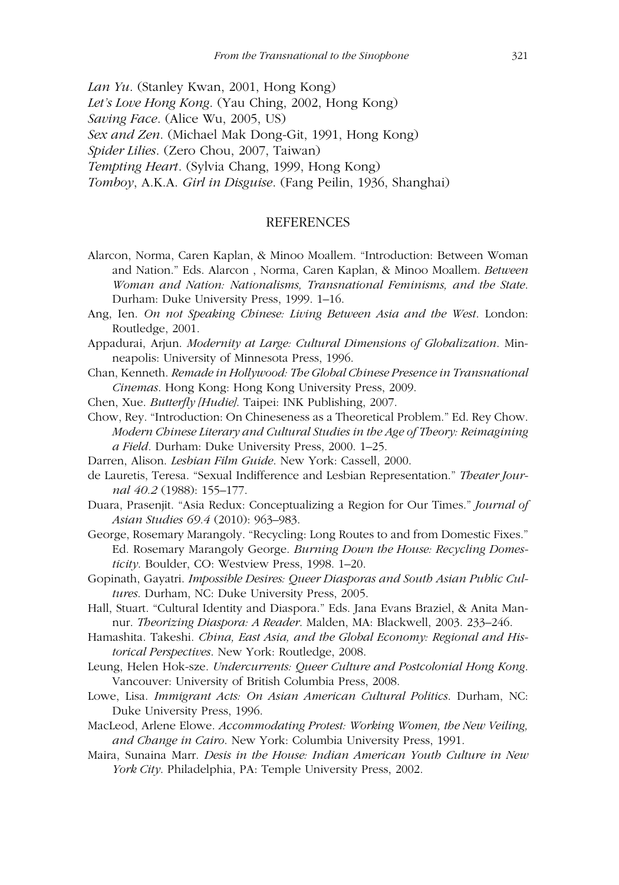*Lan Yu*. (Stanley Kwan, 2001, Hong Kong)
*Let's Love Hong Kong*. (Yau Ching, 2002, Hong Kong)
*Saving Face*. (Alice Wu, 2005, US)
*Sex and Zen*. (Michael Mak Dong-Git, 1991, Hong Kong)
*Spider Lilies*. (Zero Chou, 2007, Taiwan)
*Tempting Heart*. (Sylvia Chang, 1999, Hong Kong)
*Tomboy*, A.K.A. *Girl in Disguise*. (Fang Peilin, 1936, Shanghai)

## REFERENCES

Alarcon, Norma, Caren Kaplan, & Minoo Moallem. "Introduction: Between Woman and Nation." Eds. Alarcon , Norma, Caren Kaplan, & Minoo Moallem. *Between Woman and Nation: Nationalisms, Transnational Feminisms, and the State*. Durham: Duke University Press, 1999. 1–16.

Ang, Ien. *On not Speaking Chinese: Living Between Asia and the West*. London: Routledge, 2001.

Appadurai, Arjun. *Modernity at Large: Cultural Dimensions of Globalization*. Minneapolis: University of Minnesota Press, 1996.

Chan, Kenneth. *Remade in Hollywood: The Global Chinese Presence in Transnational Cinemas*. Hong Kong: Hong Kong University Press, 2009.

Chen, Xue. *Butterfly [Hudie]*. Taipei: INK Publishing, 2007.

Chow, Rey. "Introduction: On Chineseness as a Theoretical Problem." Ed. Rey Chow. *Modern Chinese Literary and Cultural Studies in the Age of Theory: Reimagining a Field*. Durham: Duke University Press, 2000. 1–25.

Darren, Alison. *Lesbian Film Guide*. New York: Cassell, 2000.

de Lauretis, Teresa. "Sexual Indifference and Lesbian Representation." *Theater Journal 40.2* (1988): 155–177.

Duara, Prasenjit. "Asia Redux: Conceptualizing a Region for Our Times." *Journal of Asian Studies 69.4* (2010): 963–983.

George, Rosemary Marangoly. "Recycling: Long Routes to and from Domestic Fixes." Ed. Rosemary Marangoly George. *Burning Down the House: Recycling Domesticity*. Boulder, CO: Westview Press, 1998. 1–20.

Gopinath, Gayatri. *Impossible Desires: Queer Diasporas and South Asian Public Cultures*. Durham, NC: Duke University Press, 2005.

Hall, Stuart. "Cultural Identity and Diaspora." Eds. Jana Evans Braziel, & Anita Mannur. *Theorizing Diaspora: A Reader*. Malden, MA: Blackwell, 2003. 233–246.

Hamashita. Takeshi. *China, East Asia, and the Global Economy: Regional and Historical Perspectives*. New York: Routledge, 2008.

Leung, Helen Hok-sze. *Undercurrents: Queer Culture and Postcolonial Hong Kong*. Vancouver: University of British Columbia Press, 2008.

Lowe, Lisa. *Immigrant Acts: On Asian American Cultural Politics*. Durham, NC: Duke University Press, 1996.

MacLeod, Arlene Elowe. *Accommodating Protest: Working Women, the New Veiling, and Change in Cairo*. New York: Columbia University Press, 1991.

Maira, Sunaina Marr. *Desis in the House: Indian American Youth Culture in New York City*. Philadelphia, PA: Temple University Press, 2002.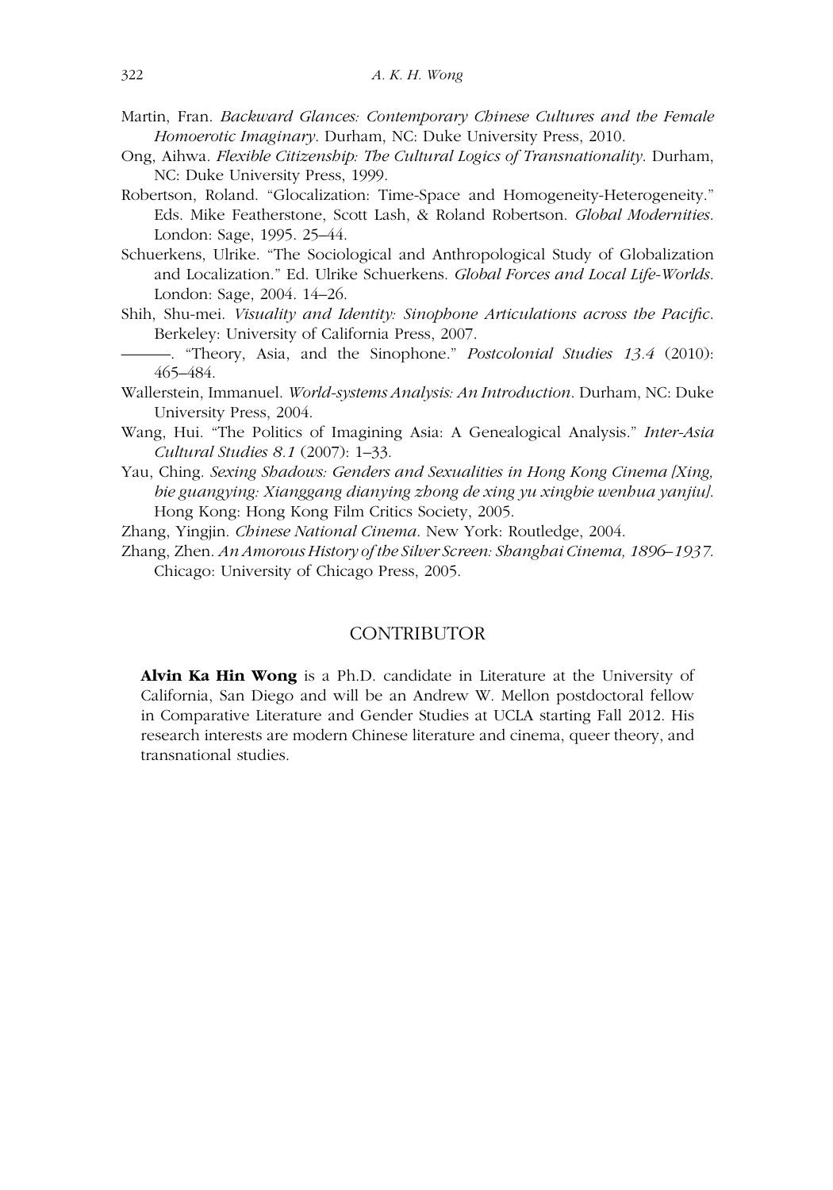Martin, Fran. *Backward Glances: Contemporary Chinese Cultures and the Female Homoerotic Imaginary*. Durham, NC: Duke University Press, 2010.

Ong, Aihwa. *Flexible Citizenship: The Cultural Logics of Transnationality*. Durham, NC: Duke University Press, 1999.

Robertson, Roland. "Glocalization: Time-Space and Homogeneity-Heterogeneity." Eds. Mike Featherstone, Scott Lash, & Roland Robertson. *Global Modernities*. London: Sage, 1995. 25–44.

Schuerkens, Ulrike. "The Sociological and Anthropological Study of Globalization and Localization." Ed. Ulrike Schuerkens. *Global Forces and Local Life-Worlds*. London: Sage, 2004. 14–26.

Shih, Shu-mei. *Visuality and Identity: Sinophone Articulations across the Pacific*. Berkeley: University of California Press, 2007.

———. "Theory, Asia, and the Sinophone." *Postcolonial Studies 13.4* (2010): 465–484.

Wallerstein, Immanuel. *World-systems Analysis: An Introduction*. Durham, NC: Duke University Press, 2004.

Wang, Hui. "The Politics of Imagining Asia: A Genealogical Analysis." *Inter-Asia Cultural Studies 8.1* (2007): 1–33.

Yau, Ching. *Sexing Shadows: Genders and Sexualities in Hong Kong Cinema [Xing, bie guangying: Xianggang dianying zhong de xing yu xingbie wenhua yanjiu]*. Hong Kong: Hong Kong Film Critics Society, 2005.

Zhang, Yingjin. *Chinese National Cinema*. New York: Routledge, 2004.

Zhang, Zhen. *An Amorous History of the Silver Screen: Shanghai Cinema, 1896–1937*. Chicago: University of Chicago Press, 2005.

## CONTRIBUTOR

**Alvin Ka Hin Wong** is a Ph.D. candidate in Literature at the University of California, San Diego and will be an Andrew W. Mellon postdoctoral fellow in Comparative Literature and Gender Studies at UCLA starting Fall 2012. His research interests are modern Chinese literature and cinema, queer theory, and transnational studies.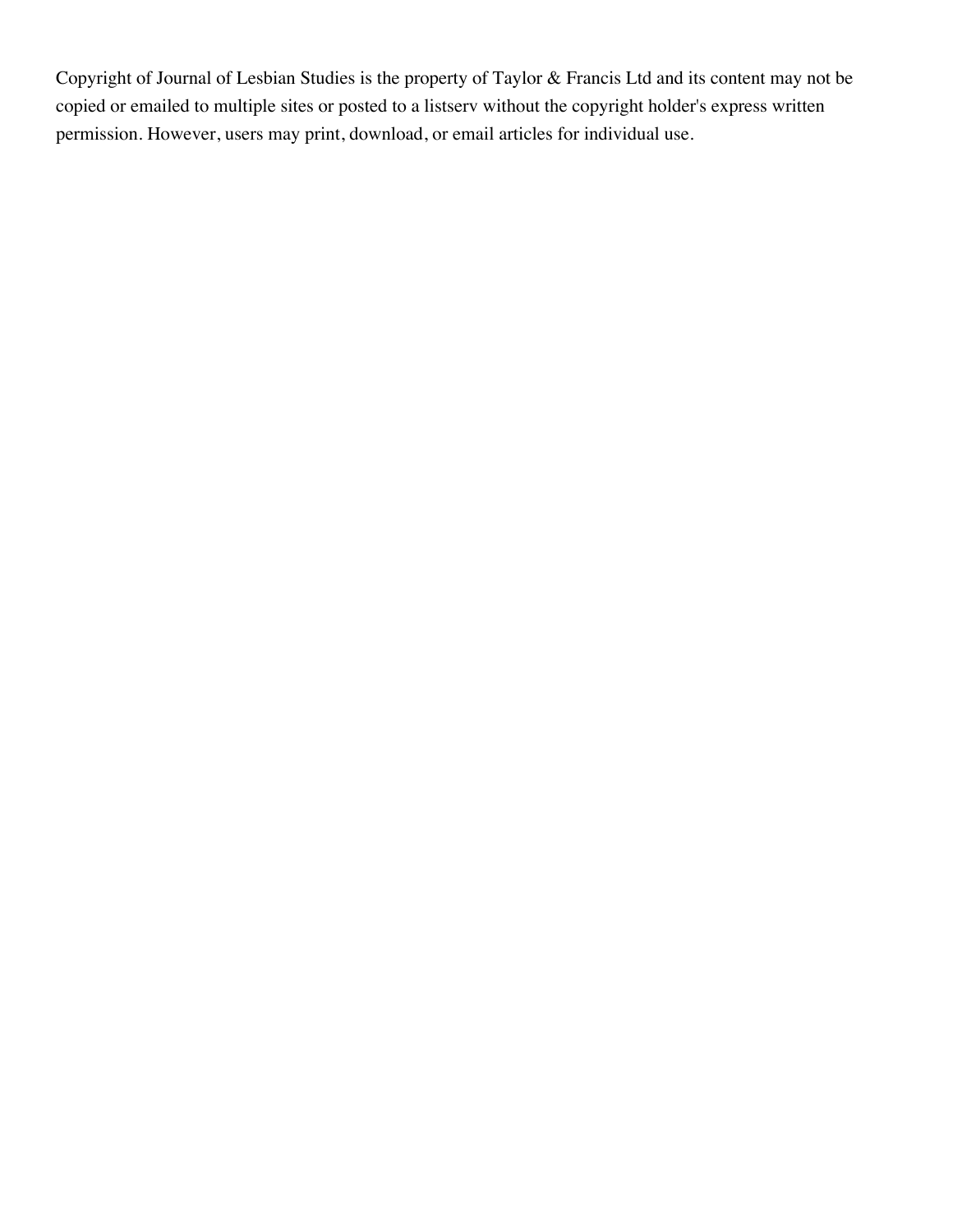Copyright of Journal of Lesbian Studies is the property of Taylor & Francis Ltd and its content may not be copied or emailed to multiple sites or posted to a listserv without the copyright holder's express written permission. However, users may print, download, or email articles for individual use.